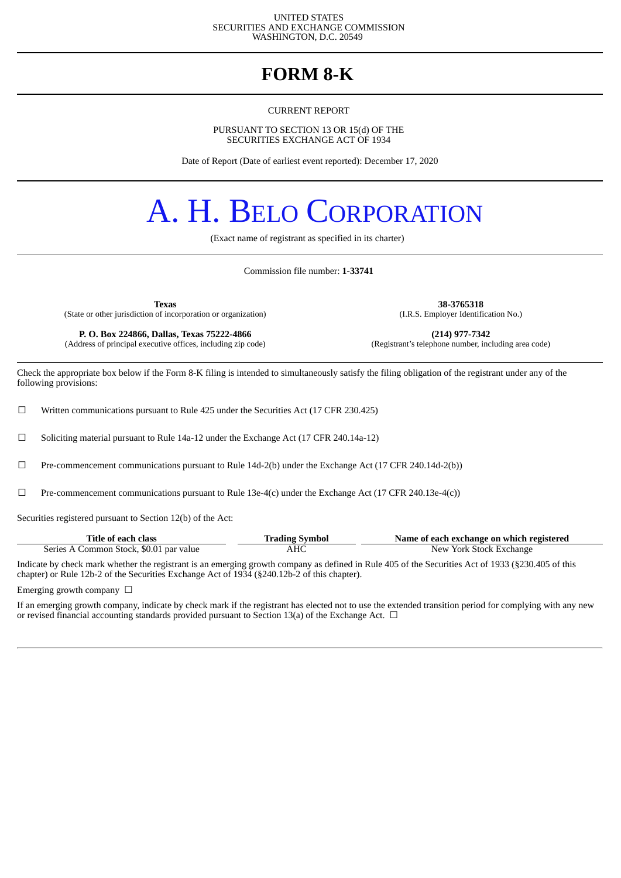UNITED STATES
SECURITIES AND EXCHANGE COMMISSION
WASHINGTON, D.C. 20549

# FORM 8-K

CURRENT REPORT

PURSUANT TO SECTION 13 OR 15(d) OF THE
SECURITIES EXCHANGE ACT OF 1934

Date of Report (Date of earliest event reported): December 17, 2020

# A. H. BELO CORPORATION

(Exact name of registrant as specified in its charter)

Commission file number: **1-33741**

| **Texas** | **38-3765318** |
|---|---|
| (State or other jurisdiction of incorporation or organization) | (I.R.S. Employer Identification No.) |
| **P. O. Box 224866, Dallas, Texas 75222-4866** | **(214) 977-7342** |
| (Address of principal executive offices, including zip code) | (Registrant's telephone number, including area code) |

Check the appropriate box below if the Form 8-K filing is intended to simultaneously satisfy the filing obligation of the registrant under any of the following provisions:

☐ Written communications pursuant to Rule 425 under the Securities Act (17 CFR 230.425)

☐ Soliciting material pursuant to Rule 14a-12 under the Exchange Act (17 CFR 240.14a-12)

☐ Pre-commencement communications pursuant to Rule 14d-2(b) under the Exchange Act (17 CFR 240.14d-2(b))

☐ Pre-commencement communications pursuant to Rule 13e-4(c) under the Exchange Act (17 CFR 240.13e-4(c))

Securities registered pursuant to Section 12(b) of the Act:

| Title of each class | Trading Symbol | Name of each exchange on which registered |
|---|---|---|
| Series A Common Stock, $0.01 par value | AHC | New York Stock Exchange |

Indicate by check mark whether the registrant is an emerging growth company as defined in Rule 405 of the Securities Act of 1933 (§230.405 of this chapter) or Rule 12b-2 of the Securities Exchange Act of 1934 (§240.12b-2 of this chapter).

Emerging growth company ☐

If an emerging growth company, indicate by check mark if the registrant has elected not to use the extended transition period for complying with any new or revised financial accounting standards provided pursuant to Section 13(a) of the Exchange Act. ☐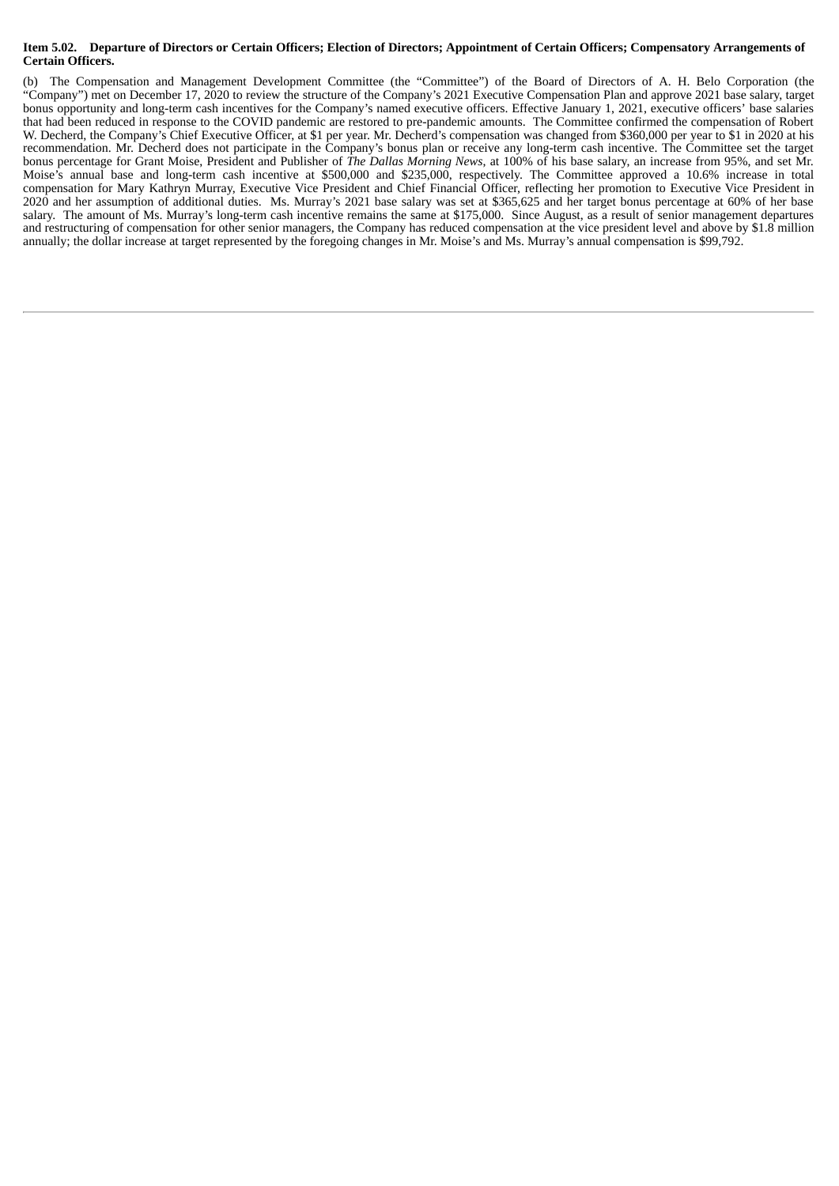**Item 5.02. Departure of Directors or Certain Officers; Election of Directors; Appointment of Certain Officers; Compensatory Arrangements of Certain Officers.**

(b) The Compensation and Management Development Committee (the "Committee") of the Board of Directors of A. H. Belo Corporation (the "Company") met on December 17, 2020 to review the structure of the Company's 2021 Executive Compensation Plan and approve 2021 base salary, target bonus opportunity and long-term cash incentives for the Company's named executive officers. Effective January 1, 2021, executive officers' base salaries that had been reduced in response to the COVID pandemic are restored to pre-pandemic amounts. The Committee confirmed the compensation of Robert W. Decherd, the Company's Chief Executive Officer, at $1 per year. Mr. Decherd's compensation was changed from $360,000 per year to $1 in 2020 at his recommendation. Mr. Decherd does not participate in the Company's bonus plan or receive any long-term cash incentive. The Committee set the target bonus percentage for Grant Moise, President and Publisher of *The Dallas Morning News*, at 100% of his base salary, an increase from 95%, and set Mr. Moise's annual base and long-term cash incentive at $500,000 and $235,000, respectively. The Committee approved a 10.6% increase in total compensation for Mary Kathryn Murray, Executive Vice President and Chief Financial Officer, reflecting her promotion to Executive Vice President in 2020 and her assumption of additional duties. Ms. Murray's 2021 base salary was set at $365,625 and her target bonus percentage at 60% of her base salary. The amount of Ms. Murray's long-term cash incentive remains the same at $175,000. Since August, as a result of senior management departures and restructuring of compensation for other senior managers, the Company has reduced compensation at the vice president level and above by $1.8 million annually; the dollar increase at target represented by the foregoing changes in Mr. Moise's and Ms. Murray's annual compensation is $99,792.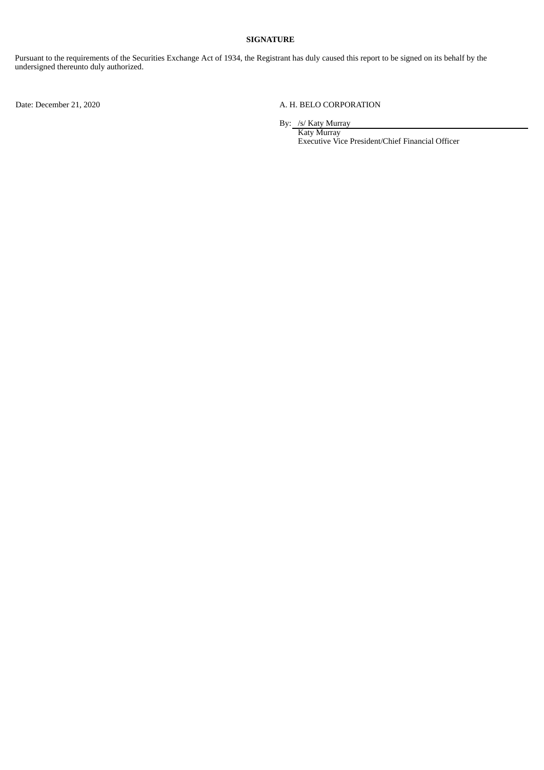**SIGNATURE**

Pursuant to the requirements of the Securities Exchange Act of 1934, the Registrant has duly caused this report to be signed on its behalf by the undersigned thereunto duly authorized.

Date: December 21, 2020

A. H. BELO CORPORATION

By: /s/ Katy Murray
Katy Murray
Executive Vice President/Chief Financial Officer